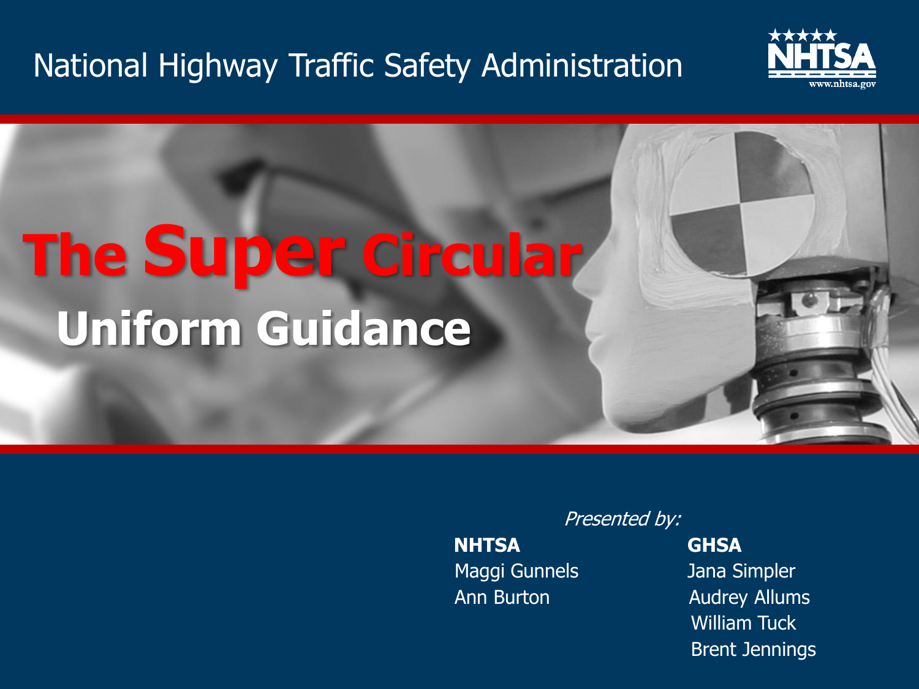National Highway Traffic Safety Administration

# The Super Circular

## Uniform Guidance

*Presented by:*

**NHTSA**
Maggi Gunnels
Ann Burton

**GHSA**
Jana Simpler
Audrey Allums
William Tuck
Brent Jennings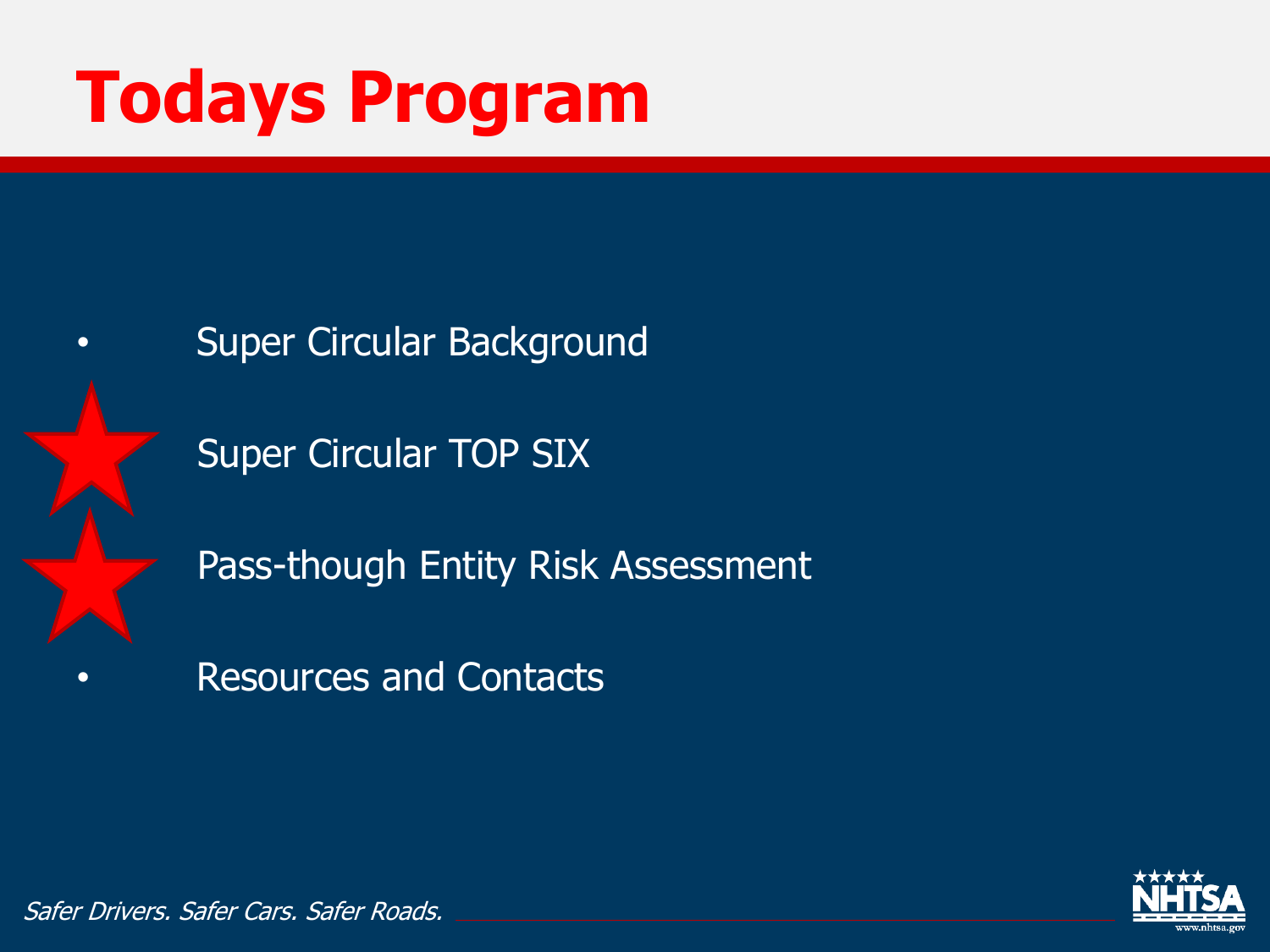# Todays Program

- Super Circular Background
- Super Circular TOP SIX
- Pass-though Entity Risk Assessment
- Resources and Contacts

*Safer Drivers. Safer Cars. Safer Roads.*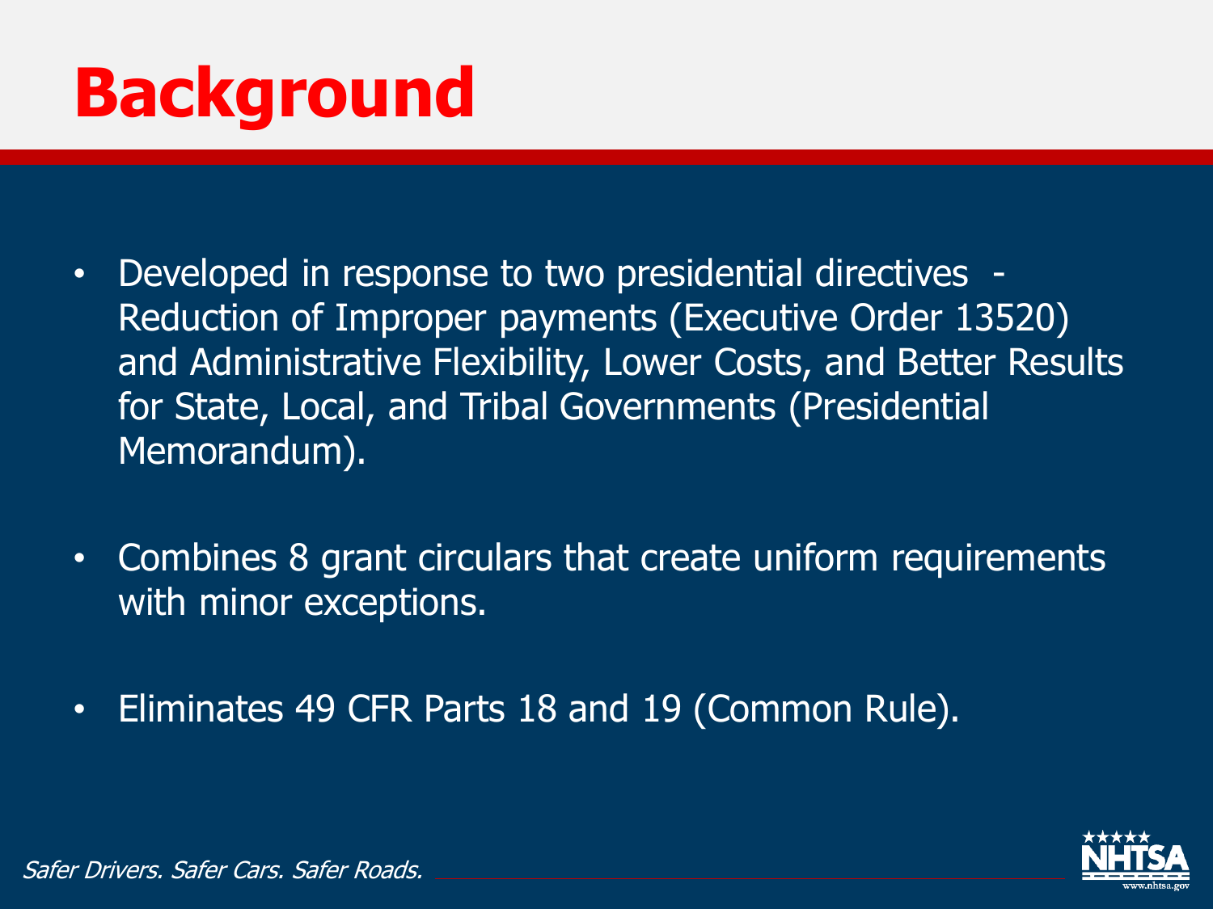# Background

- Developed in response to two presidential directives - Reduction of Improper payments (Executive Order 13520) and Administrative Flexibility, Lower Costs, and Better Results for State, Local, and Tribal Governments (Presidential Memorandum).
- Combines 8 grant circulars that create uniform requirements with minor exceptions.
- Eliminates 49 CFR Parts 18 and 19 (Common Rule).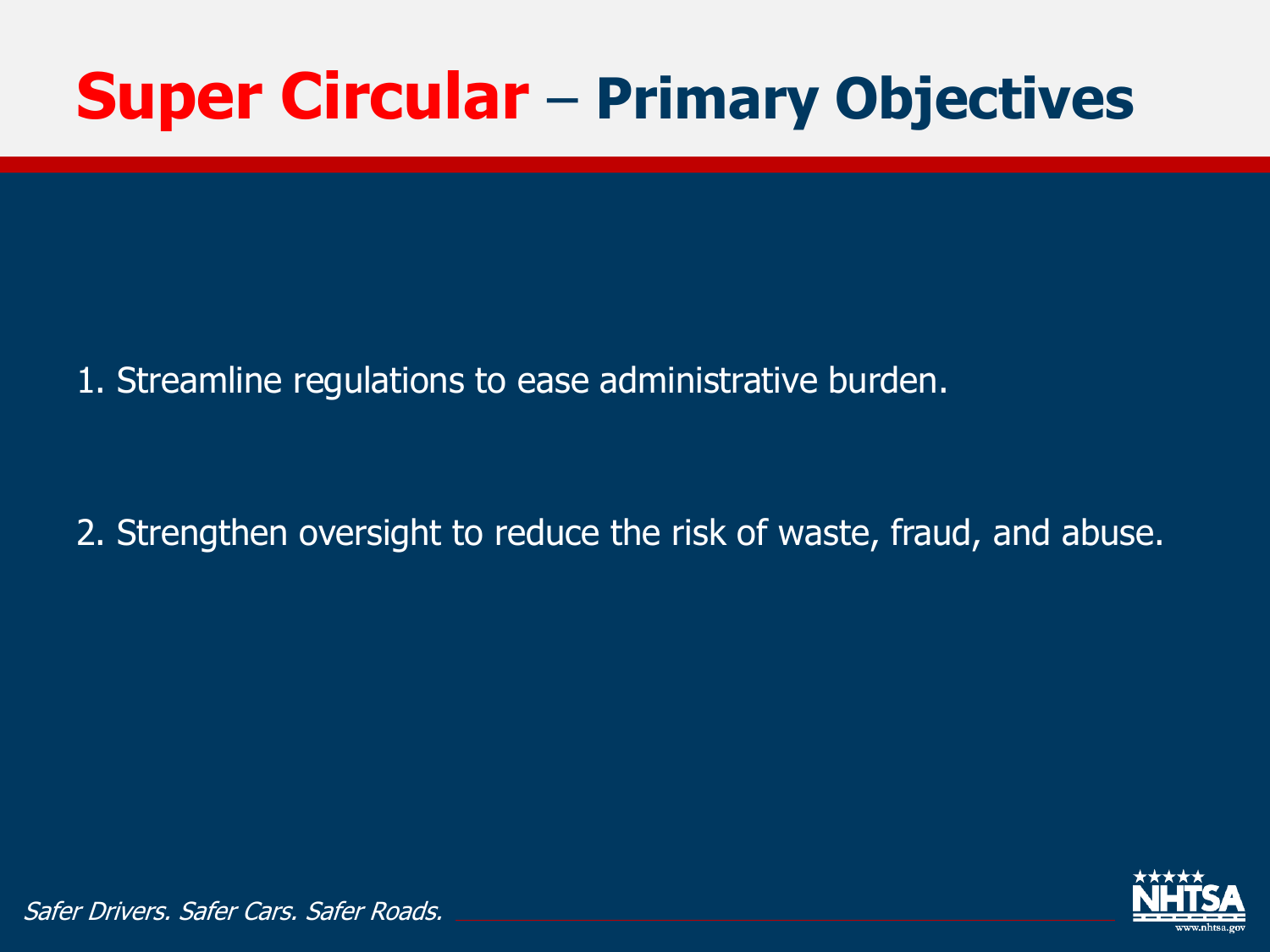# **Super Circular** – **Primary Objectives**

1. Streamline regulations to ease administrative burden.

2. Strengthen oversight to reduce the risk of waste, fraud, and abuse.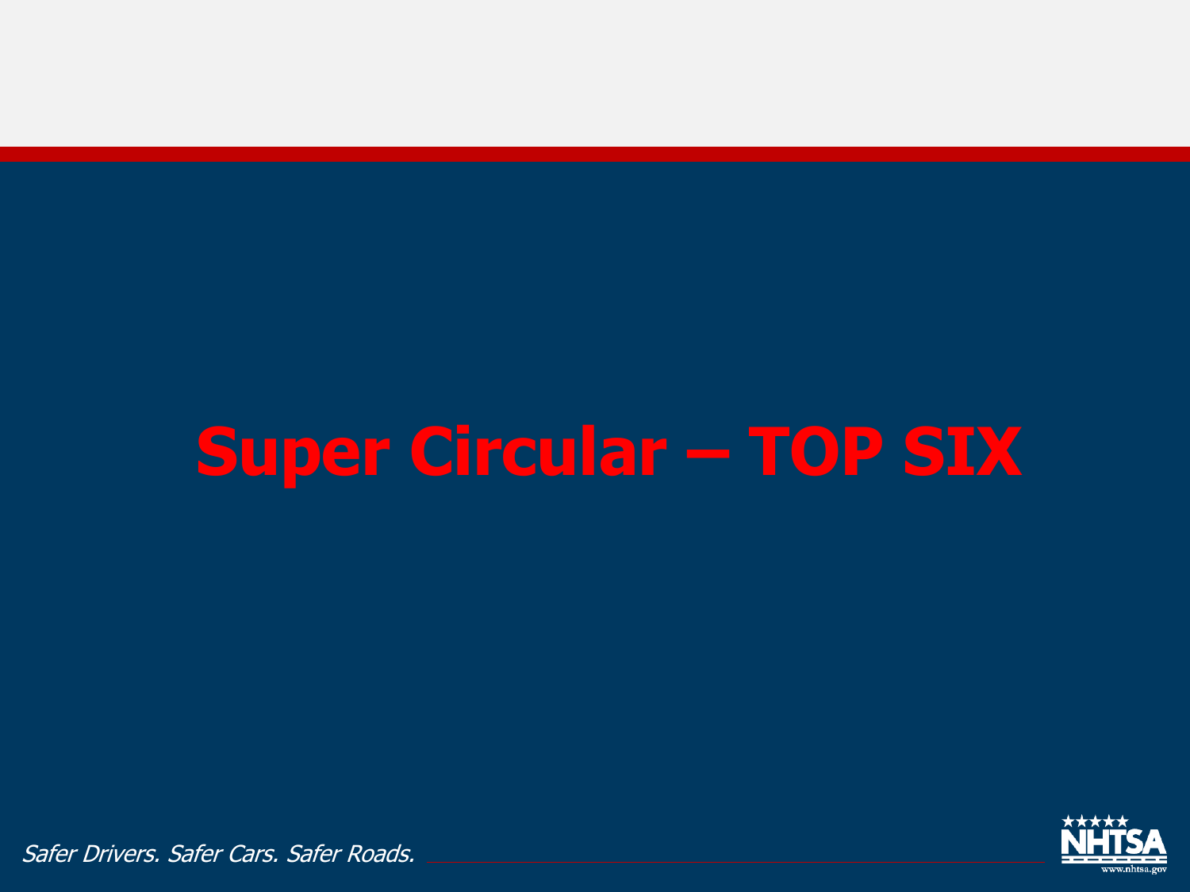# Super Circular – TOP SIX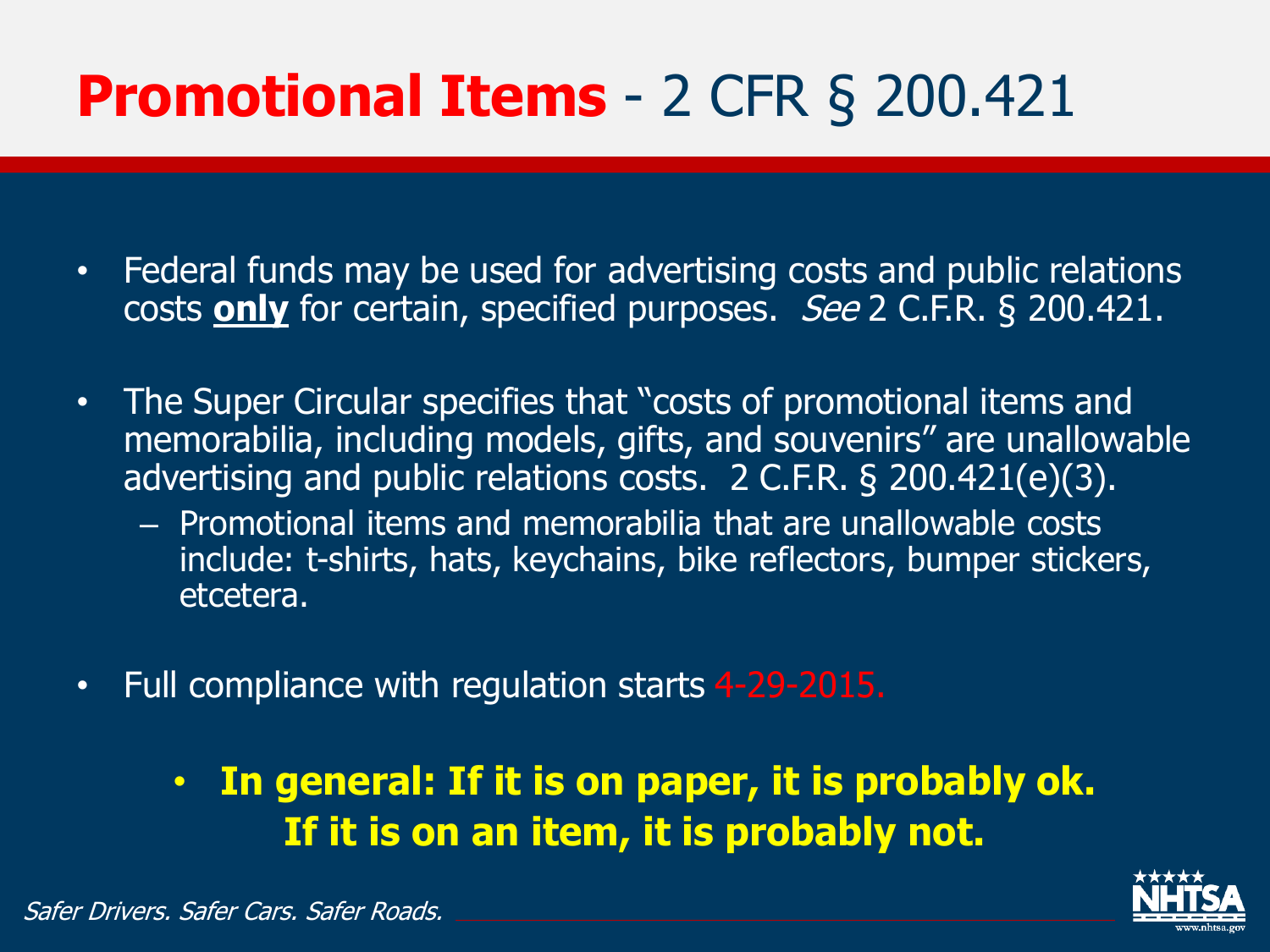# **Promotional Items** - 2 CFR § 200.421

- Federal funds may be used for advertising costs and public relations costs **only** for certain, specified purposes. *See* 2 C.F.R. § 200.421.
- The Super Circular specifies that "costs of promotional items and memorabilia, including models, gifts, and souvenirs" are unallowable advertising and public relations costs. 2 C.F.R. § 200.421(e)(3).
  - Promotional items and memorabilia that are unallowable costs include: t-shirts, hats, keychains, bike reflectors, bumper stickers, etcetera.
- Full compliance with regulation starts 4-29-2015.
  - **In general: If it is on paper, it is probably ok. If it is on an item, it is probably not.**

*Safer Drivers. Safer Cars. Safer Roads.*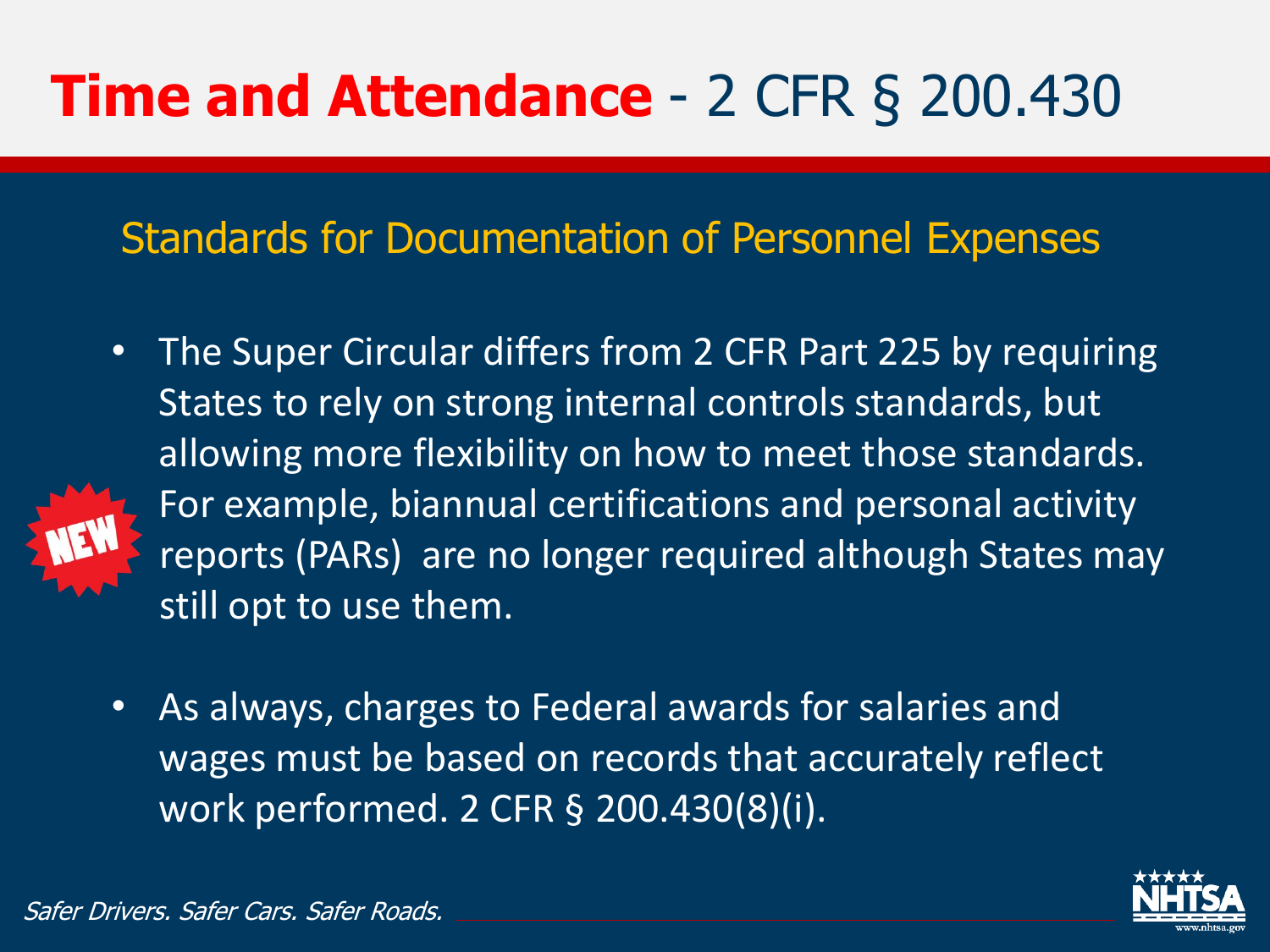# **Time and Attendance** - 2 CFR § 200.430

## Standards for Documentation of Personnel Expenses

NEW

- The Super Circular differs from 2 CFR Part 225 by requiring States to rely on strong internal controls standards, but allowing more flexibility on how to meet those standards. For example, biannual certifications and personal activity reports (PARs) are no longer required although States may still opt to use them.

- As always, charges to Federal awards for salaries and wages must be based on records that accurately reflect work performed. 2 CFR § 200.430(8)(i).

*Safer Drivers. Safer Cars. Safer Roads.*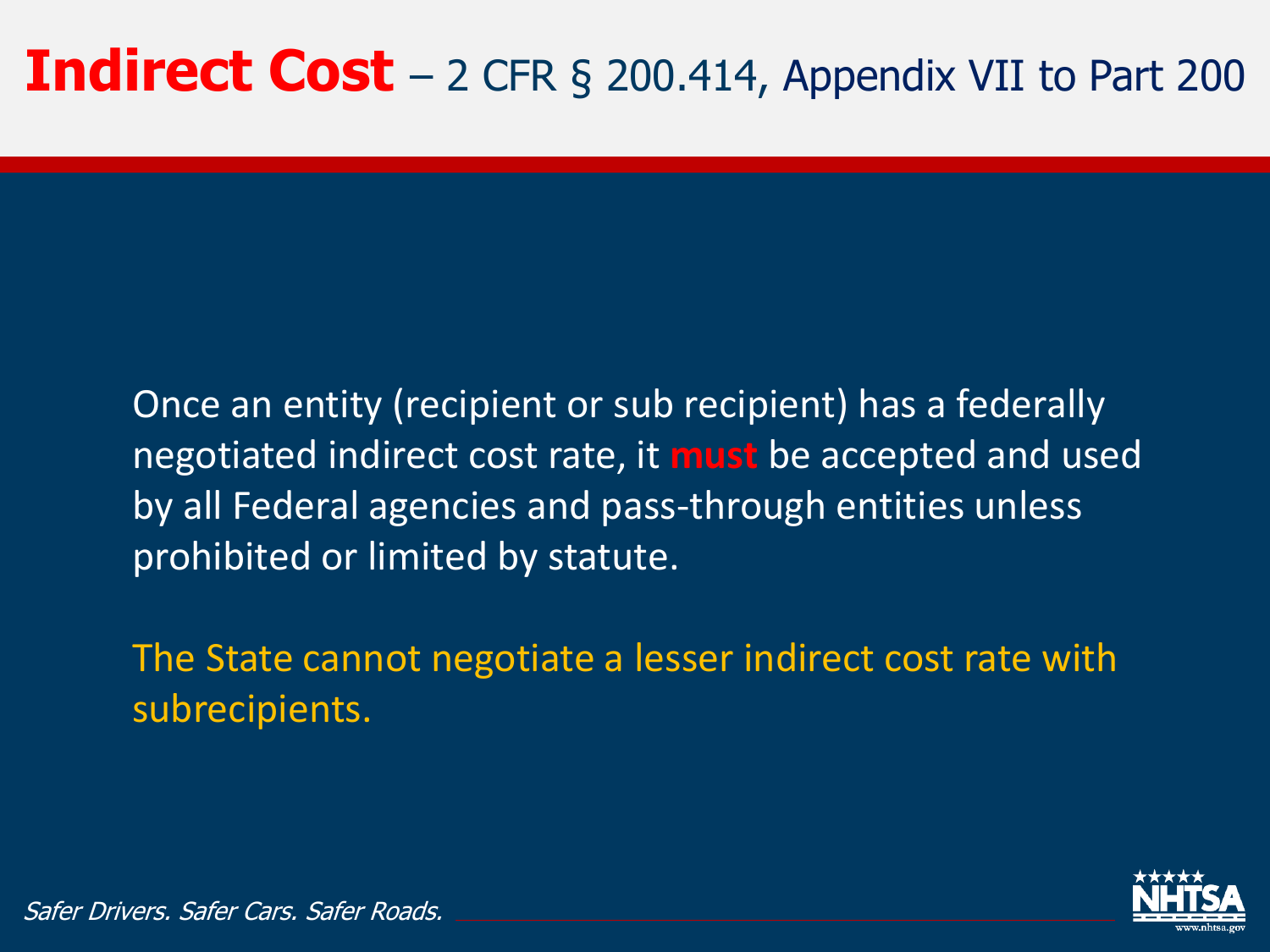# **Indirect Cost** – 2 CFR § 200.414, Appendix VII to Part 200

Once an entity (recipient or sub recipient) has a federally negotiated indirect cost rate, it **must** be accepted and used by all Federal agencies and pass-through entities unless prohibited or limited by statute.

The State cannot negotiate a lesser indirect cost rate with subrecipients.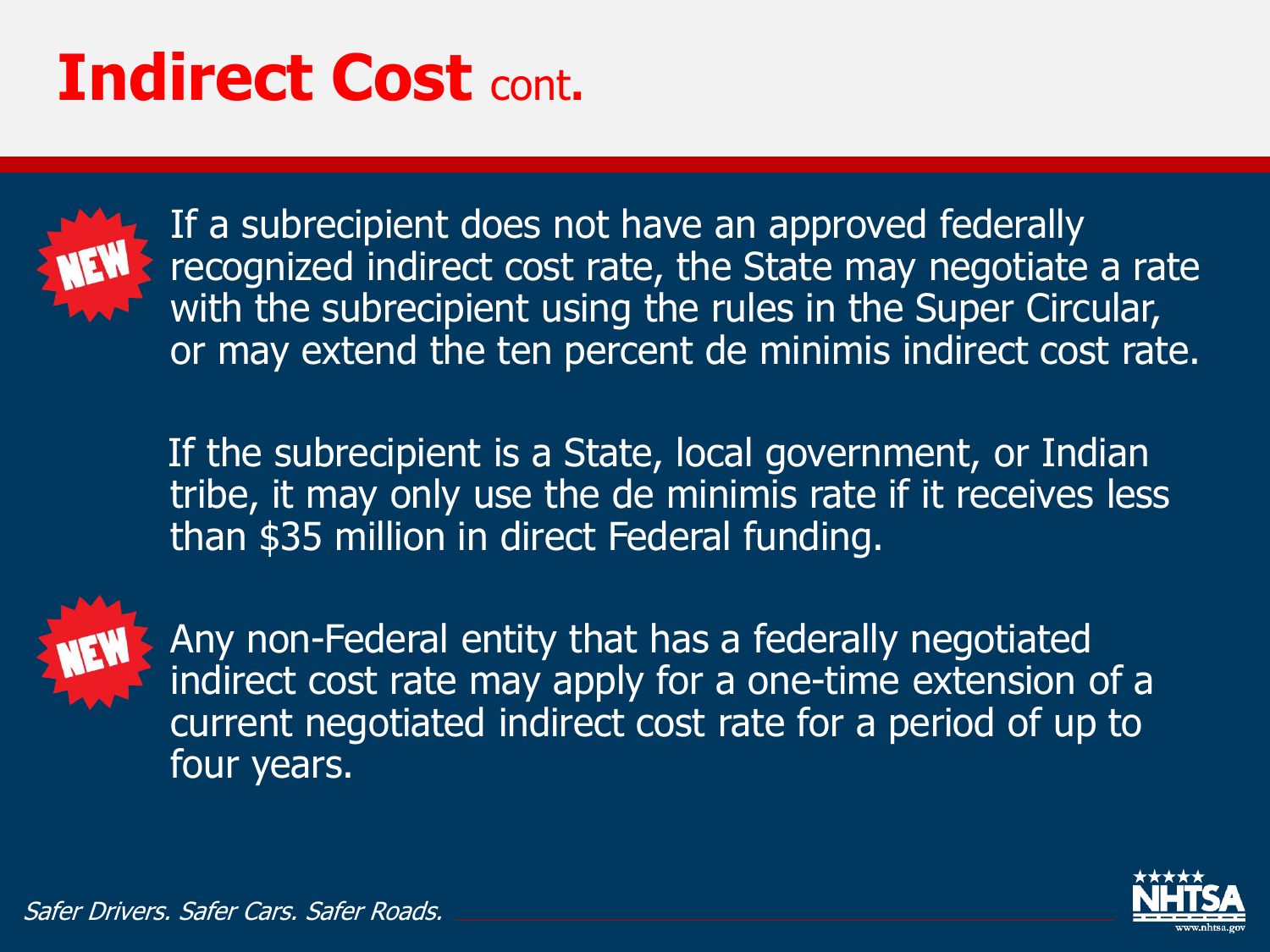# Indirect Cost cont.

NEW If a subrecipient does not have an approved federally recognized indirect cost rate, the State may negotiate a rate with the subrecipient using the rules in the Super Circular, or may extend the ten percent de minimis indirect cost rate.

If the subrecipient is a State, local government, or Indian tribe, it may only use the de minimis rate if it receives less than $35 million in direct Federal funding.

NEW Any non-Federal entity that has a federally negotiated indirect cost rate may apply for a one-time extension of a current negotiated indirect cost rate for a period of up to four years.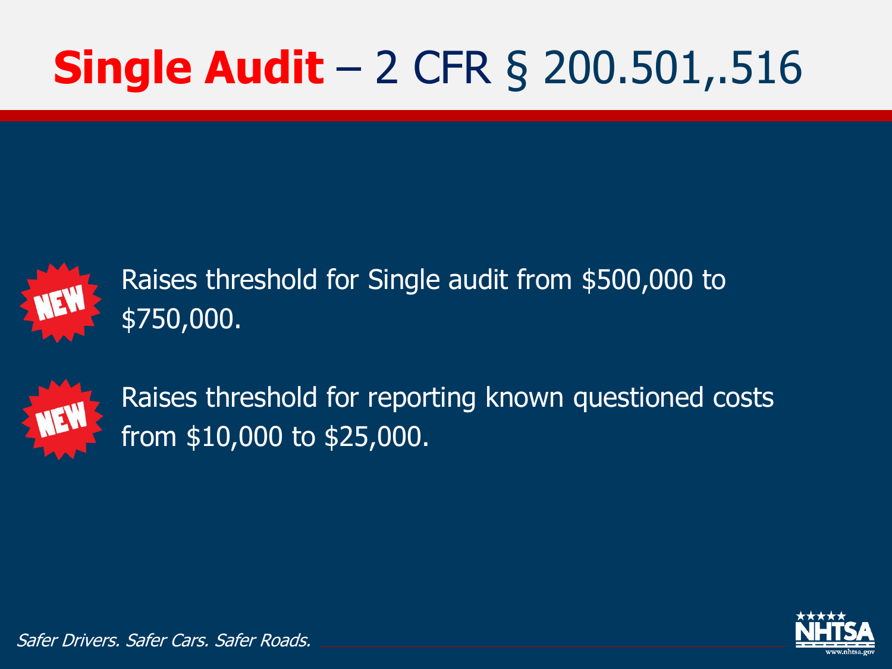# **Single Audit** – 2 CFR § 200.501,.516

- NEW — Raises threshold for Single audit from $500,000 to $750,000.
- NEW — Raises threshold for reporting known questioned costs from $10,000 to $25,000.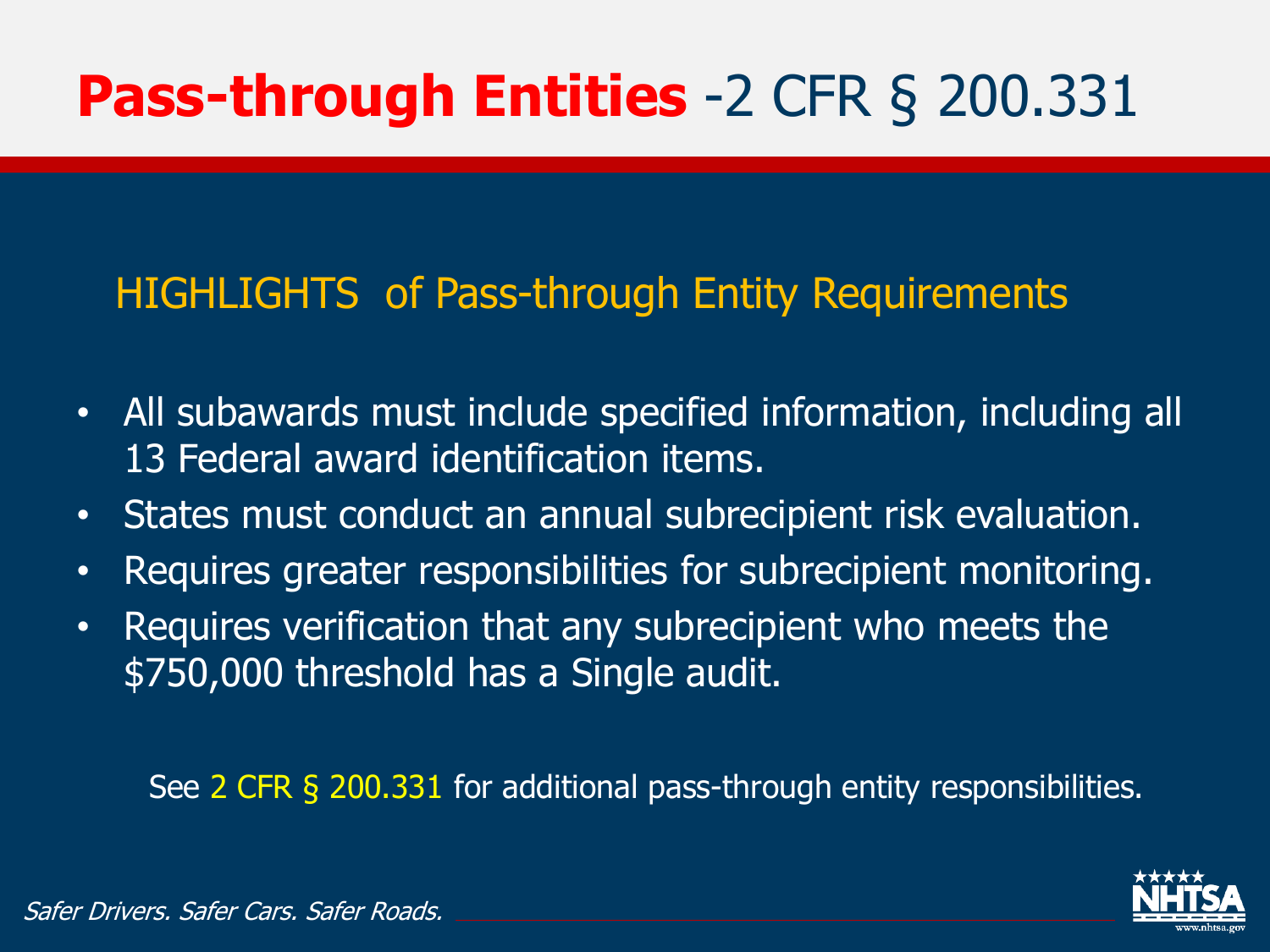# **Pass-through Entities** -2 CFR § 200.331

## HIGHLIGHTS of Pass-through Entity Requirements

- All subawards must include specified information, including all 13 Federal award identification items.
- States must conduct an annual subrecipient risk evaluation.
- Requires greater responsibilities for subrecipient monitoring.
- Requires verification that any subrecipient who meets the $750,000 threshold has a Single audit.

See 2 CFR § 200.331 for additional pass-through entity responsibilities.

*Safer Drivers. Safer Cars. Safer Roads.*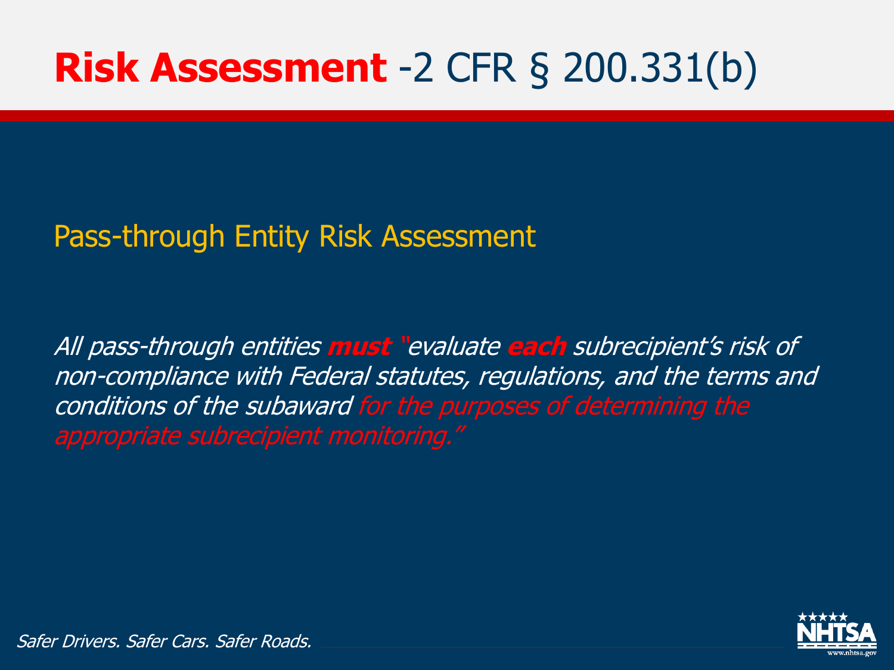# **Risk Assessment** -2 CFR § 200.331(b)

## Pass-through Entity Risk Assessment

*All pass-through entities **must** "evaluate **each** subrecipient's risk of non-compliance with Federal statutes, regulations, and the terms and conditions of the subaward for the purposes of determining the appropriate subrecipient monitoring."*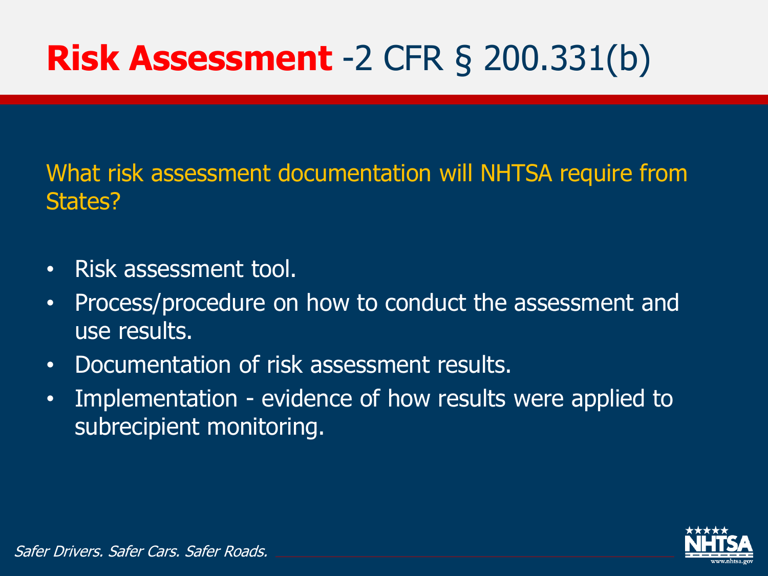# **Risk Assessment** -2 CFR § 200.331(b)

What risk assessment documentation will NHTSA require from States?

- Risk assessment tool.
- Process/procedure on how to conduct the assessment and use results.
- Documentation of risk assessment results.
- Implementation - evidence of how results were applied to subrecipient monitoring.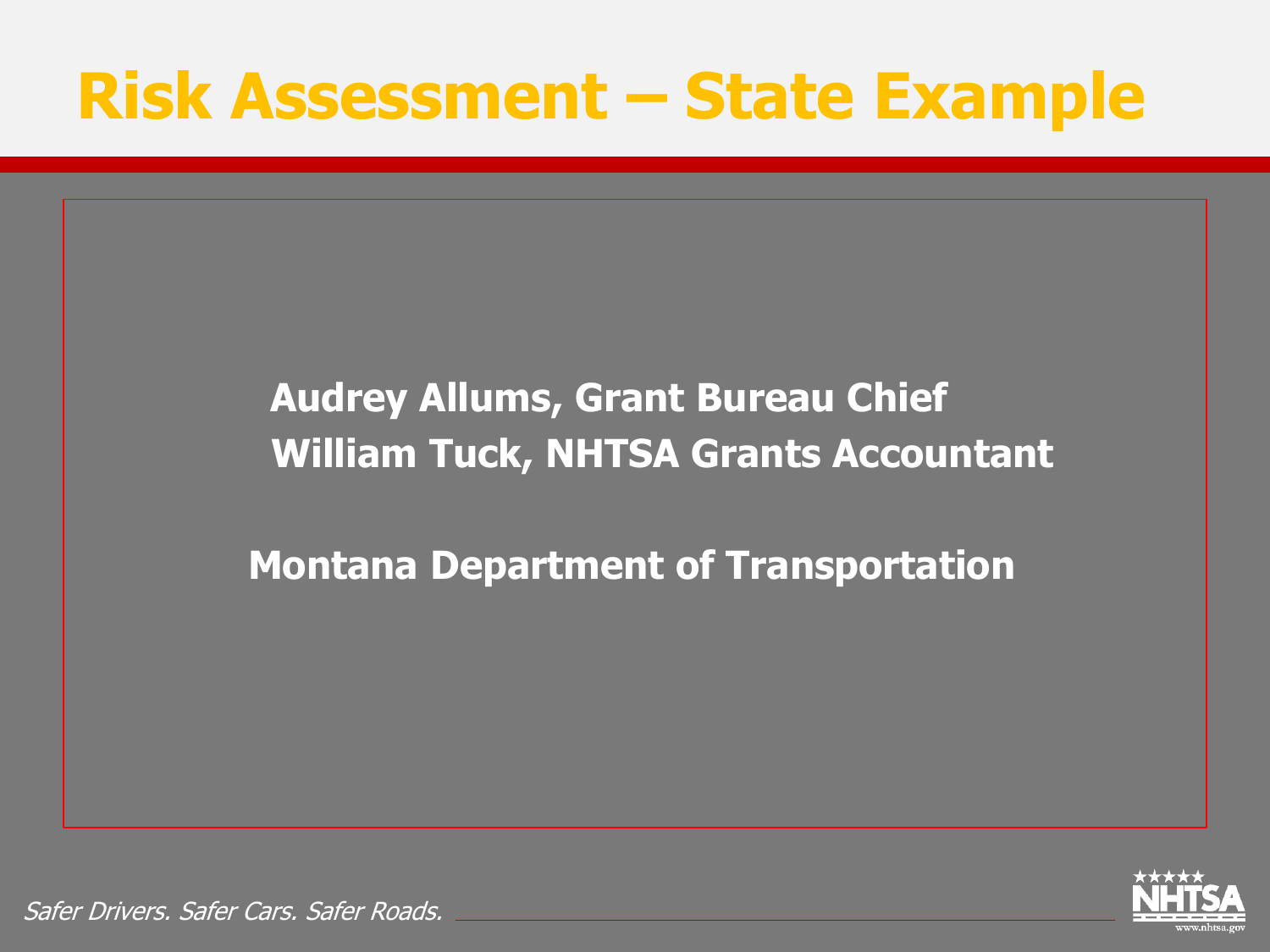# Risk Assessment – State Example

**Audrey Allums, Grant Bureau Chief**

**William Tuck, NHTSA Grants Accountant**

**Montana Department of Transportation**

*Safer Drivers. Safer Cars. Safer Roads.*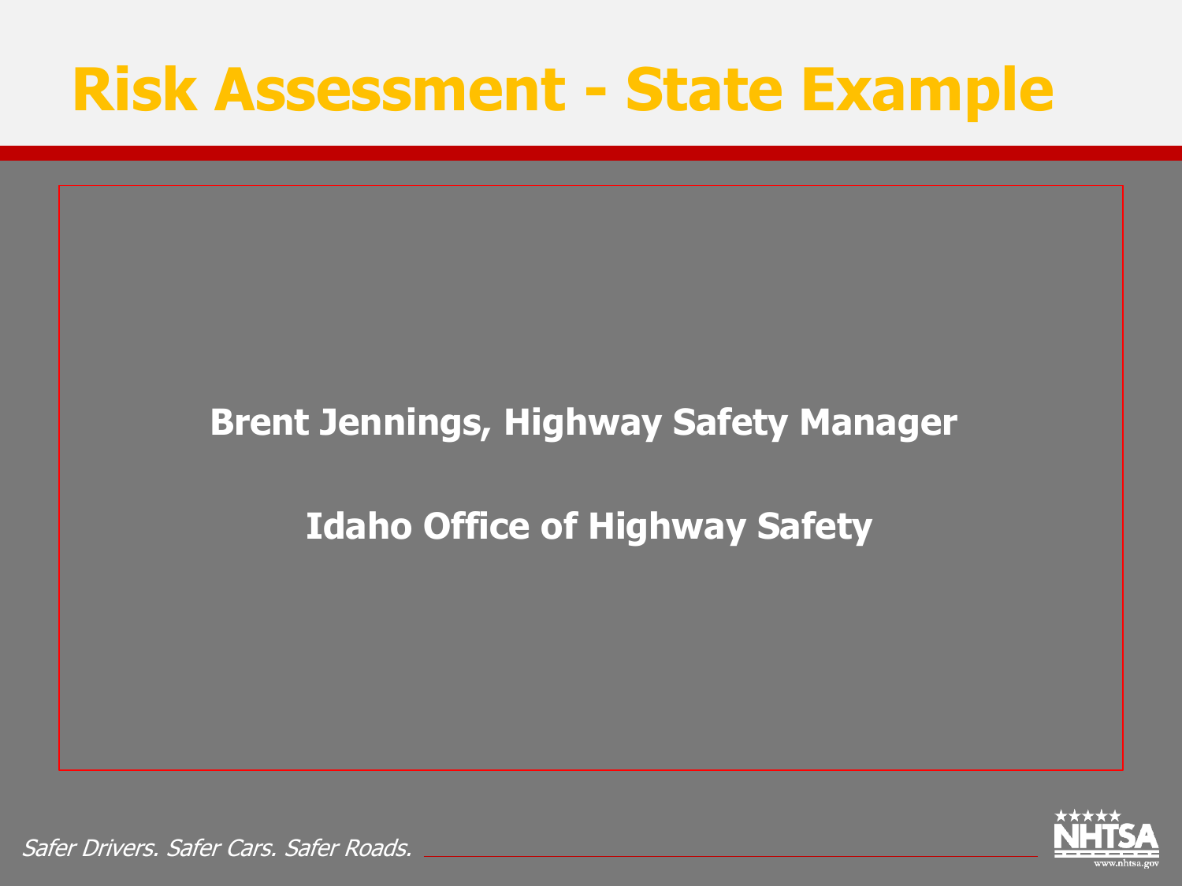# Risk Assessment - State Example

**Brent Jennings, Highway Safety Manager**

**Idaho Office of Highway Safety**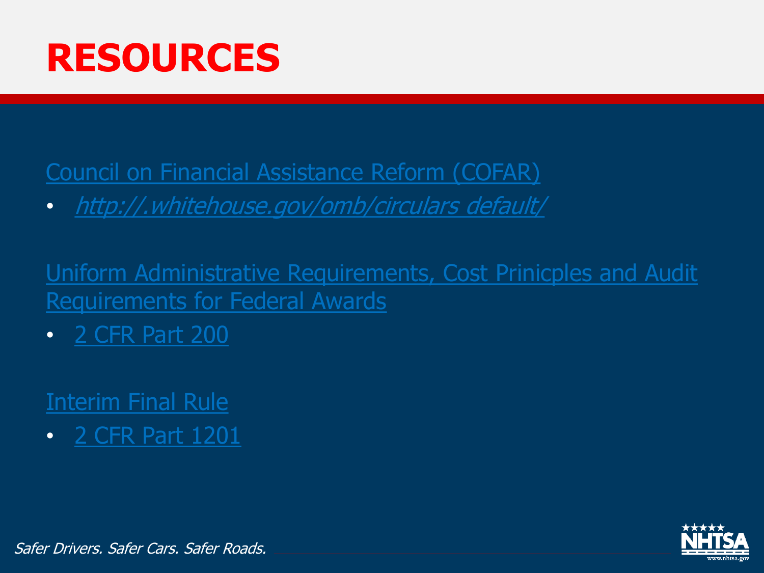# RESOURCES

Council on Financial Assistance Reform (COFAR)

- *http://.whitehouse.gov/omb/circulars default/*

Uniform Administrative Requirements, Cost Prinicples and Audit Requirements for Federal Awards

- 2 CFR Part 200

Interim Final Rule

- 2 CFR Part 1201

*Safer Drivers. Safer Cars. Safer Roads.*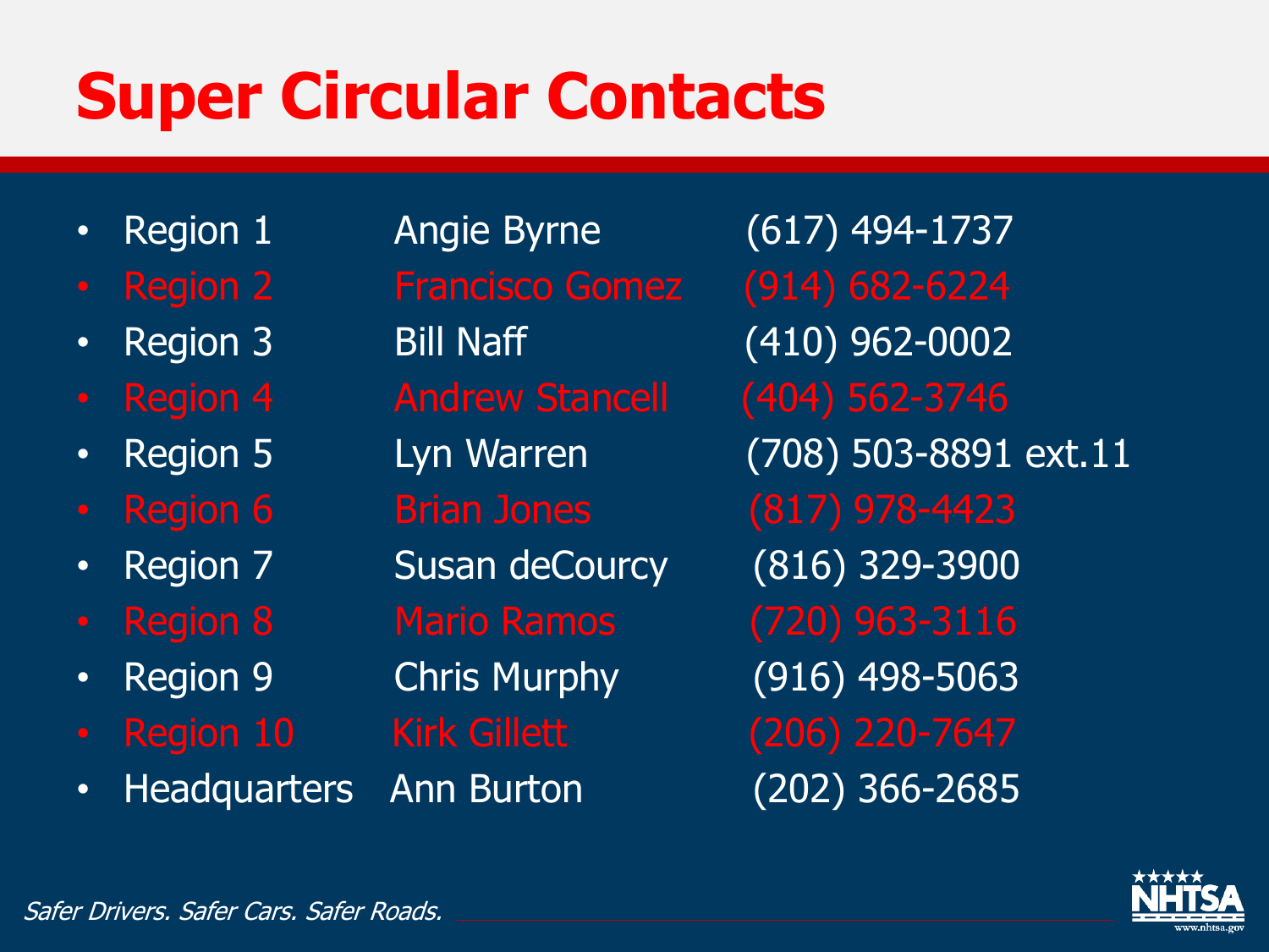# Super Circular Contacts

| | | |
|---|---|---|
| Region 1 | Angie Byrne | (617) 494-1737 |
| Region 2 | Francisco Gomez | (914) 682-6224 |
| Region 3 | Bill Naff | (410) 962-0002 |
| Region 4 | Andrew Stancell | (404) 562-3746 |
| Region 5 | Lyn Warren | (708) 503-8891 ext.11 |
| Region 6 | Brian Jones | (817) 978-4423 |
| Region 7 | Susan deCourcy | (816) 329-3900 |
| Region 8 | Mario Ramos | (720) 963-3116 |
| Region 9 | Chris Murphy | (916) 498-5063 |
| Region 10 | Kirk Gillett | (206) 220-7647 |
| Headquarters | Ann Burton | (202) 366-2685 |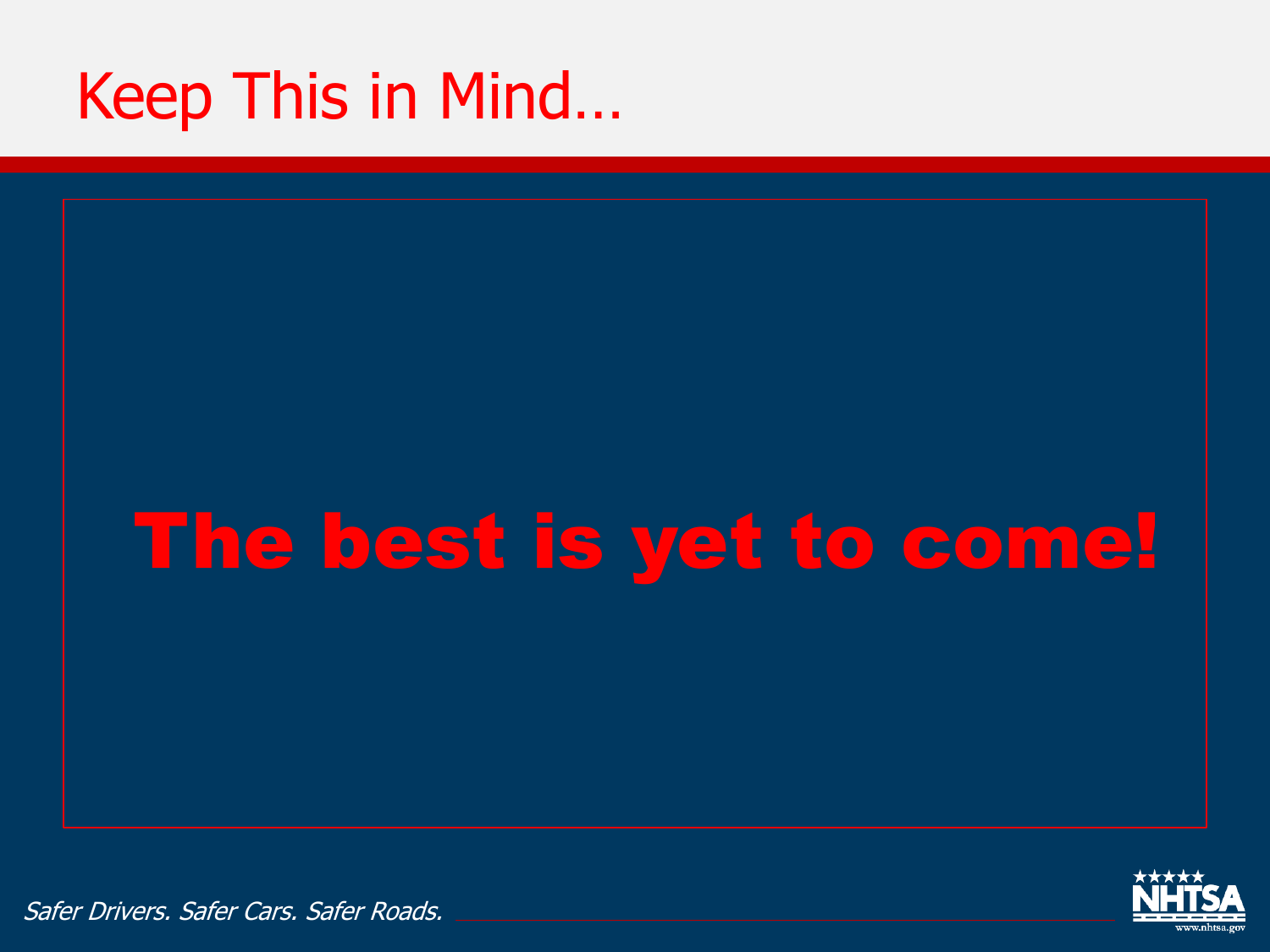# Keep This in Mind…

**The best is yet to come!**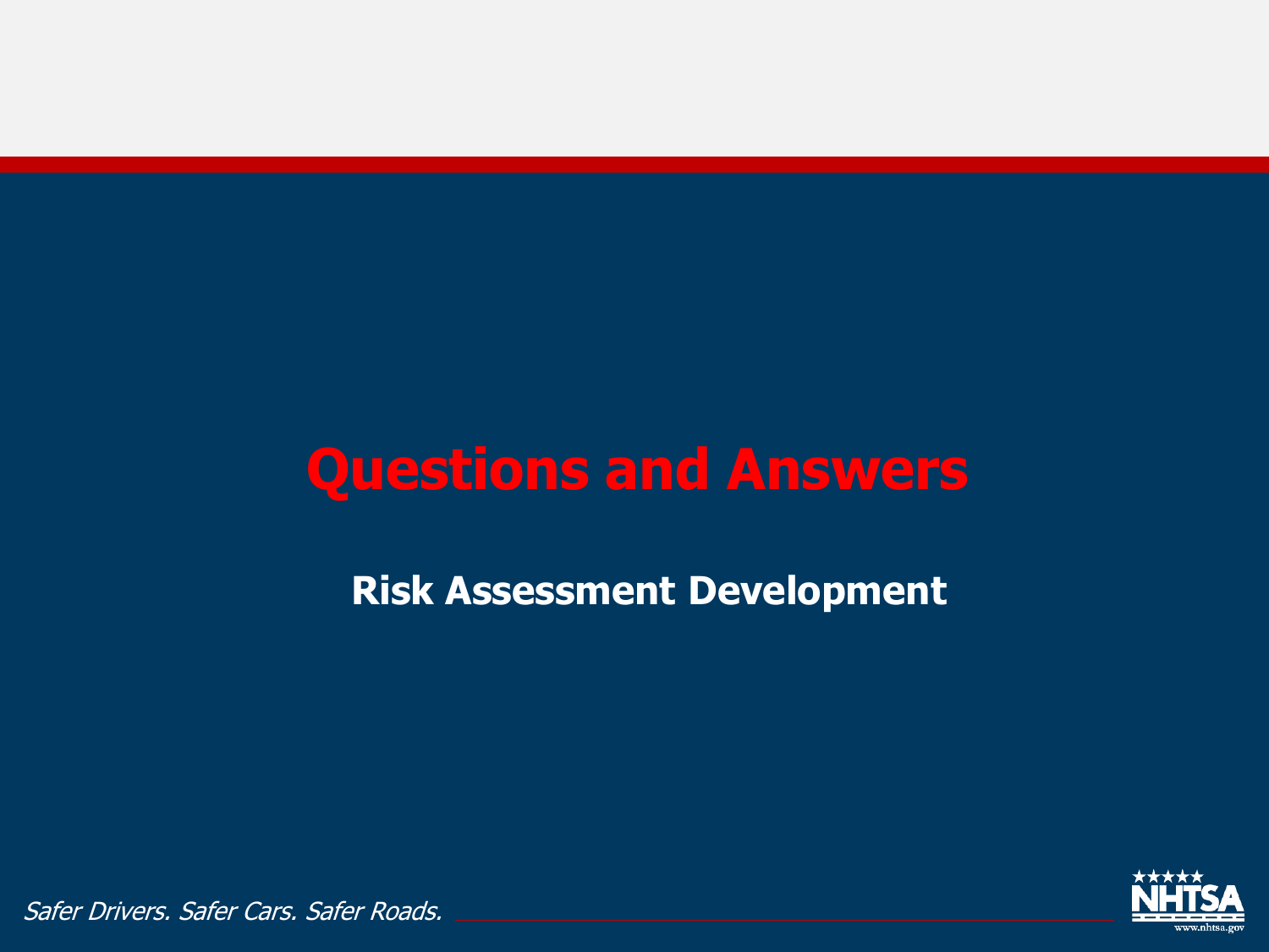# Questions and Answers

## Risk Assessment Development